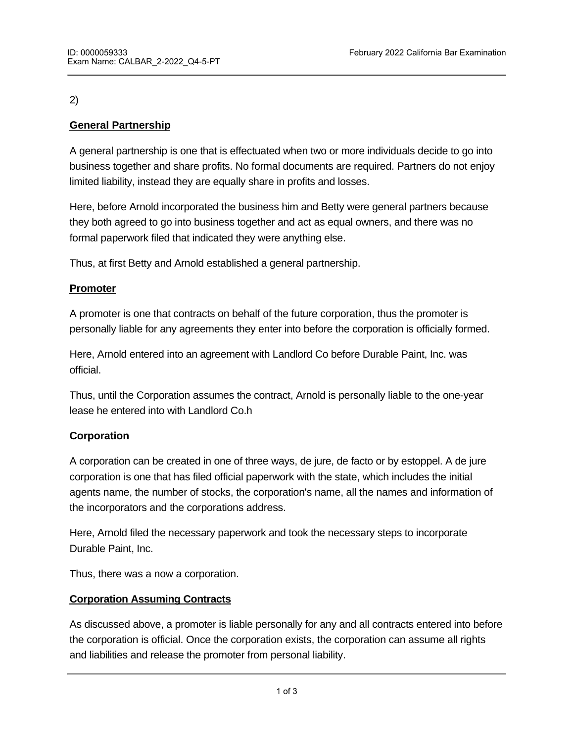2)

**General Partnership**

A general partnership is one that is effectuated when two or more individuals decide to go into business together and share profits. No formal documents are required. Partners do not enjoy limited liability, instead they are equally share in profits and losses.

Here, before Arnold incorporated the business him and Betty were general partners because they both agreed to go into business together and act as equal owners, and there was no formal paperwork filed that indicated they were anything else.

Thus, at first Betty and Arnold established a general partnership.

**Promoter**

A promoter is one that contracts on behalf of the future corporation, thus the promoter is personally liable for any agreements they enter into before the corporation is officially formed.

Here, Arnold entered into an agreement with Landlord Co before Durable Paint, Inc. was official.

Thus, until the Corporation assumes the contract, Arnold is personally liable to the one-year lease he entered into with Landlord Co.h

**Corporation**

A corporation can be created in one of three ways, de jure, de facto or by estoppel. A de jure corporation is one that has filed official paperwork with the state, which includes the initial agents name, the number of stocks, the corporation's name, all the names and information of the incorporators and the corporations address.

Here, Arnold filed the necessary paperwork and took the necessary steps to incorporate Durable Paint, Inc.

Thus, there was a now a corporation.

**Corporation Assuming Contracts**

As discussed above, a promoter is liable personally for any and all contracts entered into before the corporation is official. Once the corporation exists, the corporation can assume all rights and liabilities and release the promoter from personal liability.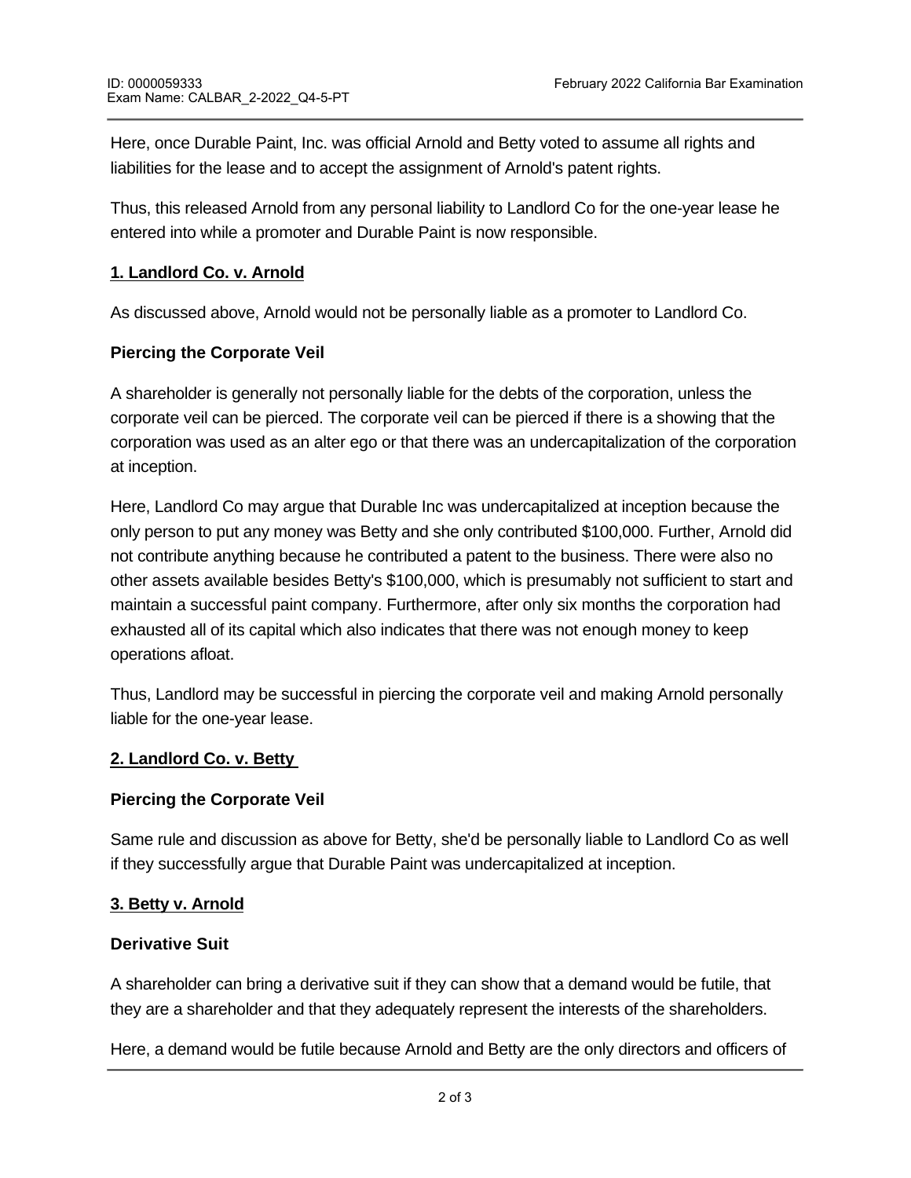Here, once Durable Paint, Inc. was official Arnold and Betty voted to assume all rights and liabilities for the lease and to accept the assignment of Arnold's patent rights.

Thus, this released Arnold from any personal liability to Landlord Co for the one-year lease he entered into while a promoter and Durable Paint is now responsible.

**1. Landlord Co. v. Arnold**

As discussed above, Arnold would not be personally liable as a promoter to Landlord Co.

**Piercing the Corporate Veil**

A shareholder is generally not personally liable for the debts of the corporation, unless the corporate veil can be pierced. The corporate veil can be pierced if there is a showing that the corporation was used as an alter ego or that there was an undercapitalization of the corporation at inception.

Here, Landlord Co may argue that Durable Inc was undercapitalized at inception because the only person to put any money was Betty and she only contributed $100,000. Further, Arnold did not contribute anything because he contributed a patent to the business. There were also no other assets available besides Betty's $100,000, which is presumably not sufficient to start and maintain a successful paint company. Furthermore, after only six months the corporation had exhausted all of its capital which also indicates that there was not enough money to keep operations afloat.

Thus, Landlord may be successful in piercing the corporate veil and making Arnold personally liable for the one-year lease.

**2. Landlord Co. v. Betty**

**Piercing the Corporate Veil**

Same rule and discussion as above for Betty, she'd be personally liable to Landlord Co as well if they successfully argue that Durable Paint was undercapitalized at inception.

**3. Betty v. Arnold**

**Derivative Suit**

A shareholder can bring a derivative suit if they can show that a demand would be futile, that they are a shareholder and that they adequately represent the interests of the shareholders.

Here, a demand would be futile because Arnold and Betty are the only directors and officers of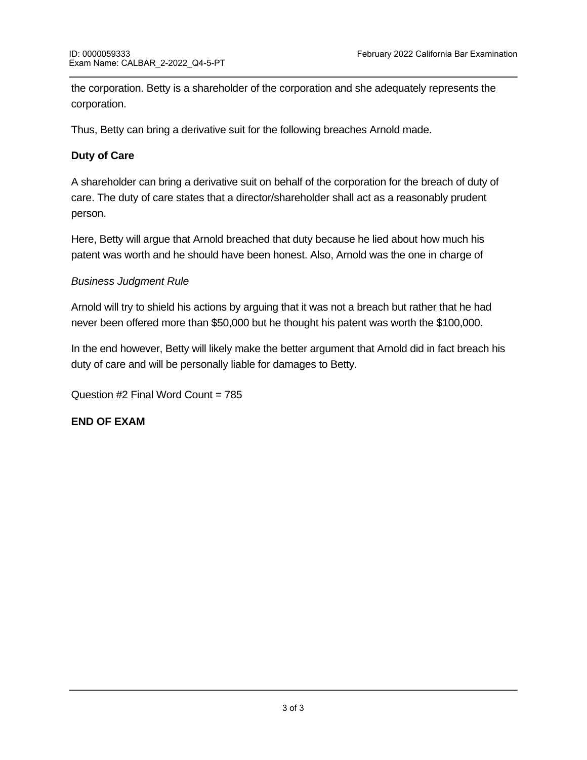the corporation. Betty is a shareholder of the corporation and she adequately represents the corporation.

Thus, Betty can bring a derivative suit for the following breaches Arnold made.

**Duty of Care**

A shareholder can bring a derivative suit on behalf of the corporation for the breach of duty of care. The duty of care states that a director/shareholder shall act as a reasonably prudent person.

Here, Betty will argue that Arnold breached that duty because he lied about how much his patent was worth and he should have been honest. Also, Arnold was the one in charge of

*Business Judgment Rule*

Arnold will try to shield his actions by arguing that it was not a breach but rather that he had never been offered more than $50,000 but he thought his patent was worth the $100,000.

In the end however, Betty will likely make the better argument that Arnold did in fact breach his duty of care and will be personally liable for damages to Betty.

Question #2 Final Word Count = 785

**END OF EXAM**